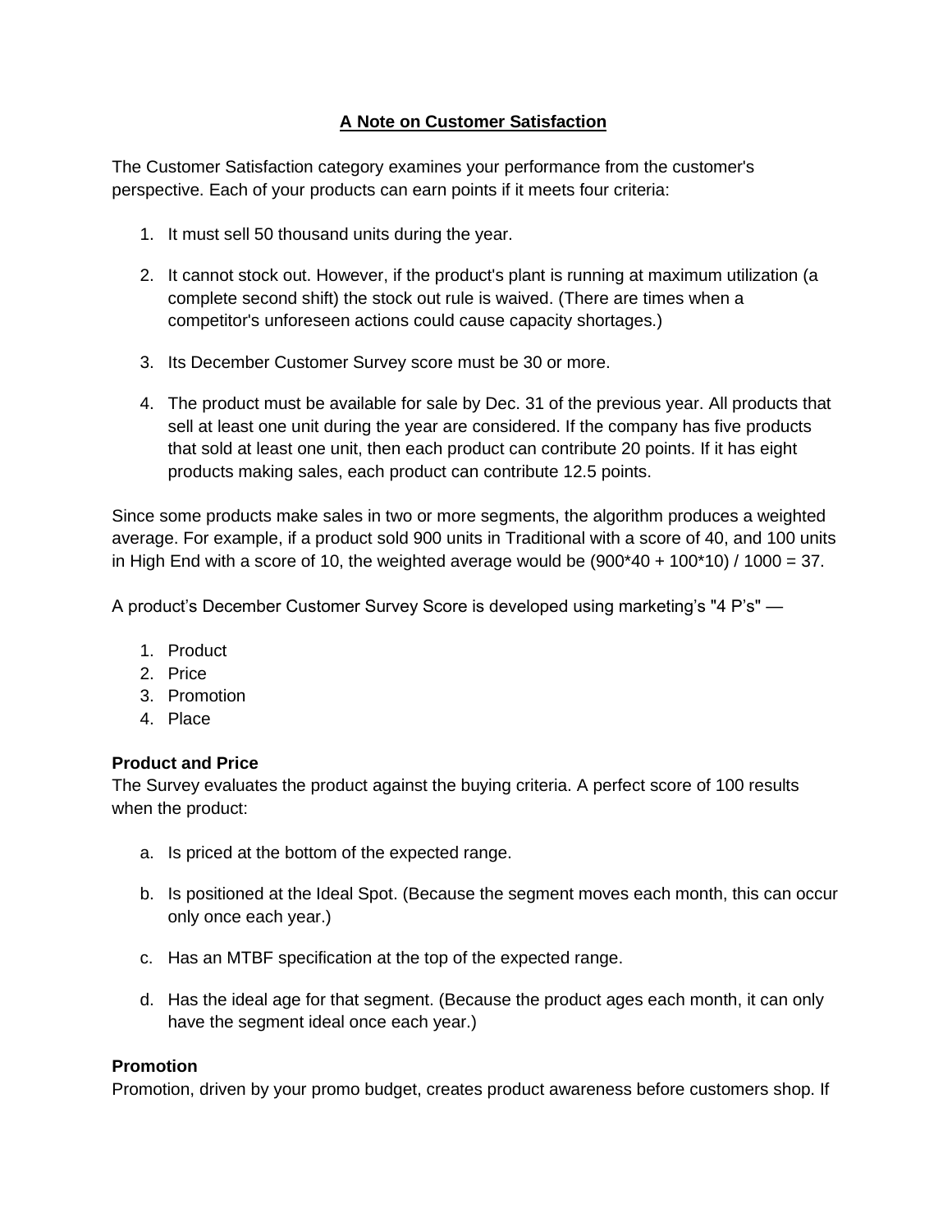# A Note on Customer Satisfaction

The Customer Satisfaction category examines your performance from the customer's perspective. Each of your products can earn points if it meets four criteria:

1. It must sell 50 thousand units during the year.
2. It cannot stock out. However, if the product's plant is running at maximum utilization (a complete second shift) the stock out rule is waived. (There are times when a competitor's unforeseen actions could cause capacity shortages.)
3. Its December Customer Survey score must be 30 or more.
4. The product must be available for sale by Dec. 31 of the previous year. All products that sell at least one unit during the year are considered. If the company has five products that sold at least one unit, then each product can contribute 20 points. If it has eight products making sales, each product can contribute 12.5 points.

Since some products make sales in two or more segments, the algorithm produces a weighted average. For example, if a product sold 900 units in Traditional with a score of 40, and 100 units in High End with a score of 10, the weighted average would be $(900*40 + 100*10) / 1000 = 37$.

A product's December Customer Survey Score is developed using marketing's "4 P's" —

1. Product
2. Price
3. Promotion
4. Place

### Product and Price

The Survey evaluates the product against the buying criteria. A perfect score of 100 results when the product:

a. Is priced at the bottom of the expected range.

b. Is positioned at the Ideal Spot. (Because the segment moves each month, this can occur only once each year.)

c. Has an MTBF specification at the top of the expected range.

d. Has the ideal age for that segment. (Because the product ages each month, it can only have the segment ideal once each year.)

### Promotion

Promotion, driven by your promo budget, creates product awareness before customers shop. If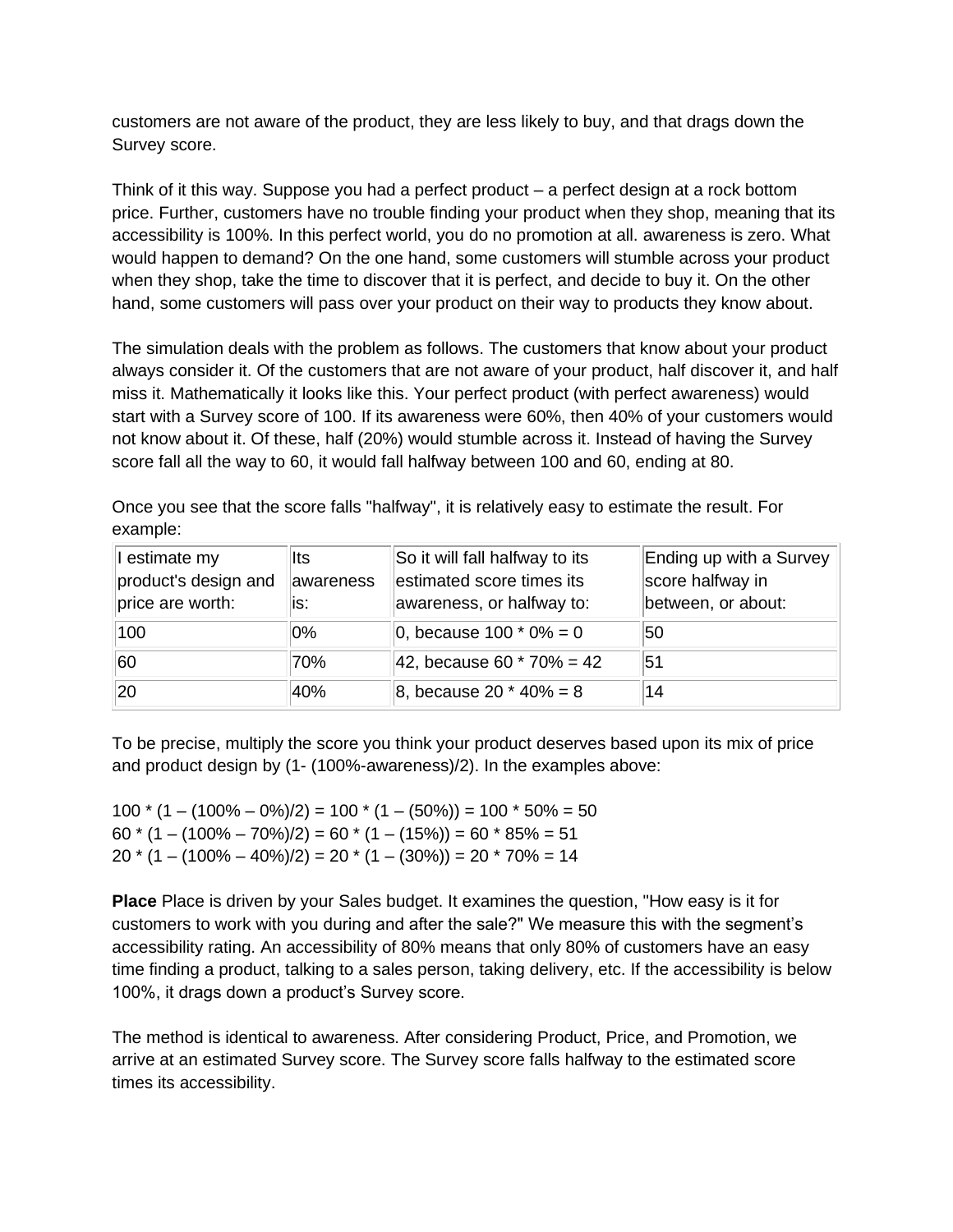customers are not aware of the product, they are less likely to buy, and that drags down the Survey score.

Think of it this way. Suppose you had a perfect product – a perfect design at a rock bottom price. Further, customers have no trouble finding your product when they shop, meaning that its accessibility is 100%. In this perfect world, you do no promotion at all. awareness is zero. What would happen to demand? On the one hand, some customers will stumble across your product when they shop, take the time to discover that it is perfect, and decide to buy it. On the other hand, some customers will pass over your product on their way to products they know about.

The simulation deals with the problem as follows. The customers that know about your product always consider it. Of the customers that are not aware of your product, half discover it, and half miss it. Mathematically it looks like this. Your perfect product (with perfect awareness) would start with a Survey score of 100. If its awareness were 60%, then 40% of your customers would not know about it. Of these, half (20%) would stumble across it. Instead of having the Survey score fall all the way to 60, it would fall halfway between 100 and 60, ending at 80.

Once you see that the score falls "halfway", it is relatively easy to estimate the result. For example:

| I estimate my product's design and price are worth: | Its awareness is: | So it will fall halfway to its estimated score times its awareness, or halfway to: | Ending up with a Survey score halfway in between, or about: |
|---|---|---|---|
| 100 | 0% | 0, because 100 * 0% = 0 | 50 |
| 60 | 70% | 42, because 60 * 70% = 42 | 51 |
| 20 | 40% | 8, because 20 * 40% = 8 | 14 |

To be precise, multiply the score you think your product deserves based upon its mix of price and product design by (1- (100%-awareness)/2). In the examples above:

100 * (1 – (100% – 0%)/2) = 100 * (1 – (50%)) = 100 * 50% = 50
60 * (1 – (100% – 70%)/2) = 60 * (1 – (15%)) = 60 * 85% = 51
20 * (1 – (100% – 40%)/2) = 20 * (1 – (30%)) = 20 * 70% = 14

**Place** Place is driven by your Sales budget. It examines the question, "How easy is it for customers to work with you during and after the sale?" We measure this with the segment's accessibility rating. An accessibility of 80% means that only 80% of customers have an easy time finding a product, talking to a sales person, taking delivery, etc. If the accessibility is below 100%, it drags down a product's Survey score.

The method is identical to awareness. After considering Product, Price, and Promotion, we arrive at an estimated Survey score. The Survey score falls halfway to the estimated score times its accessibility.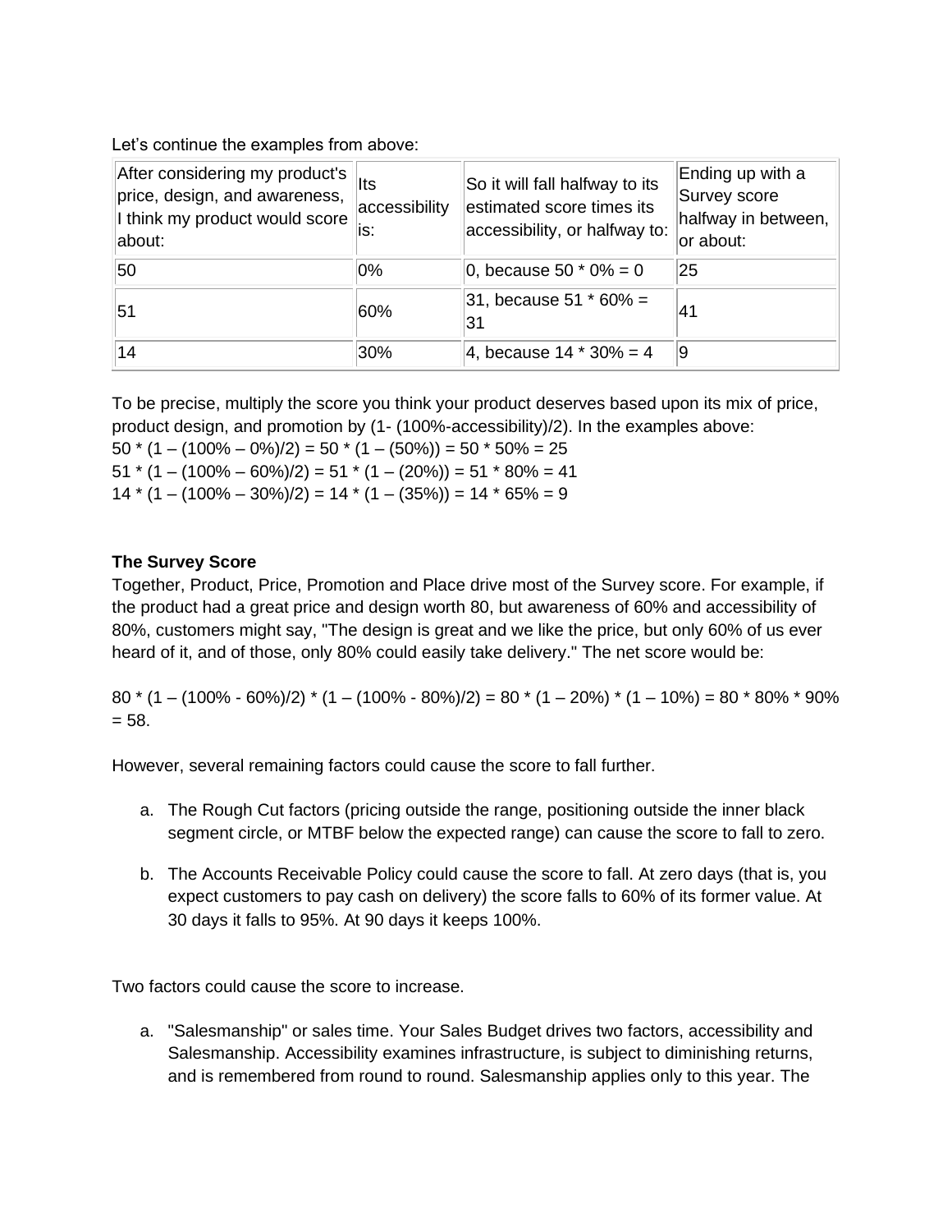Let's continue the examples from above:

| After considering my product's price, design, and awareness, I think my product would score about: | Its accessibility is: | So it will fall halfway to its estimated score times its accessibility, or halfway to: | Ending up with a Survey score halfway in between, or about: |
|---|---|---|---|
| 50 | 0% | 0, because 50 * 0% = 0 | 25 |
| 51 | 60% | 31, because 51 * 60% = 31 | 41 |
| 14 | 30% | 4, because 14 * 30% = 4 | 9 |

To be precise, multiply the score you think your product deserves based upon its mix of price, product design, and promotion by (1- (100%-accessibility)/2). In the examples above:
50 * (1 – (100% – 0%)/2) = 50 * (1 – (50%)) = 50 * 50% = 25
51 * (1 – (100% – 60%)/2) = 51 * (1 – (20%)) = 51 * 80% = 41
14 * (1 – (100% – 30%)/2) = 14 * (1 – (35%)) = 14 * 65% = 9

**The Survey Score**
Together, Product, Price, Promotion and Place drive most of the Survey score. For example, if the product had a great price and design worth 80, but awareness of 60% and accessibility of 80%, customers might say, "The design is great and we like the price, but only 60% of us ever heard of it, and of those, only 80% could easily take delivery." The net score would be:

80 * (1 – (100% - 60%)/2) * (1 – (100% - 80%)/2) = 80 * (1 – 20%) * (1 – 10%) = 80 * 80% * 90% = 58.

However, several remaining factors could cause the score to fall further.

a. The Rough Cut factors (pricing outside the range, positioning outside the inner black segment circle, or MTBF below the expected range) can cause the score to fall to zero.

b. The Accounts Receivable Policy could cause the score to fall. At zero days (that is, you expect customers to pay cash on delivery) the score falls to 60% of its former value. At 30 days it falls to 95%. At 90 days it keeps 100%.

Two factors could cause the score to increase.

a. "Salesmanship" or sales time. Your Sales Budget drives two factors, accessibility and Salesmanship. Accessibility examines infrastructure, is subject to diminishing returns, and is remembered from round to round. Salesmanship applies only to this year. The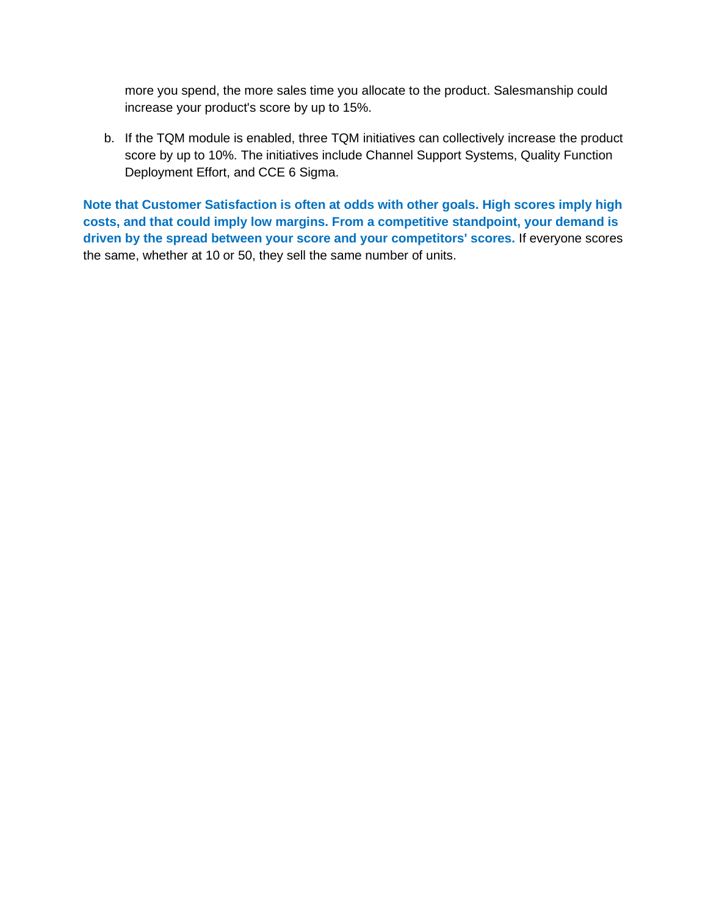more you spend, the more sales time you allocate to the product. Salesmanship could increase your product's score by up to 15%.

b. If the TQM module is enabled, three TQM initiatives can collectively increase the product score by up to 10%. The initiatives include Channel Support Systems, Quality Function Deployment Effort, and CCE 6 Sigma.

**Note that Customer Satisfaction is often at odds with other goals. High scores imply high costs, and that could imply low margins. From a competitive standpoint, your demand is driven by the spread between your score and your competitors' scores.** If everyone scores the same, whether at 10 or 50, they sell the same number of units.